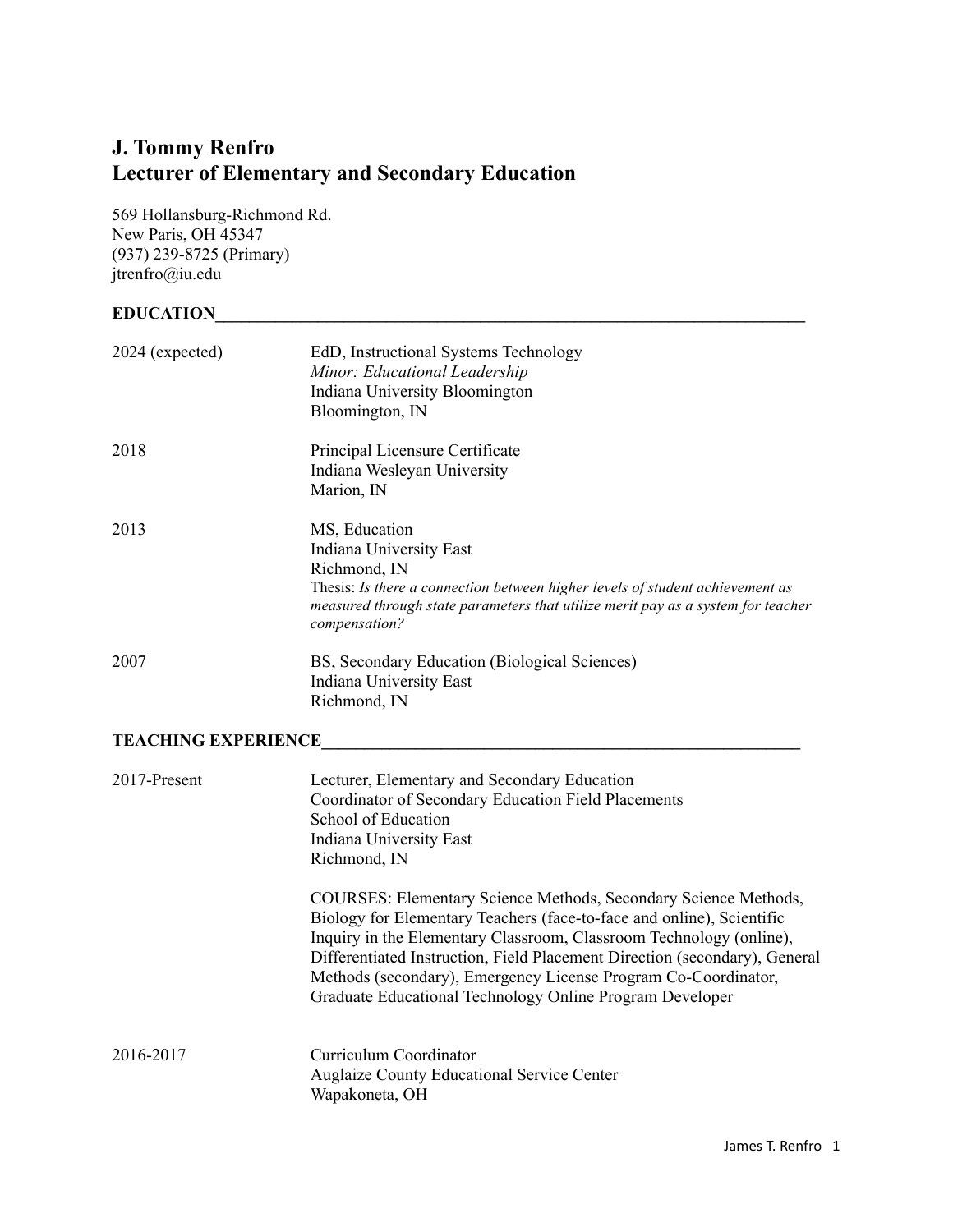# J. Tommy Renfro
## Lecturer of Elementary and Secondary Education

569 Hollansburg-Richmond Rd.
New Paris, OH 45347
(937) 239-8725 (Primary)
jtrenfro@iu.edu

## EDUCATION

**2024 (expected)**
EdD, Instructional Systems Technology
*Minor: Educational Leadership*
Indiana University Bloomington
Bloomington, IN

**2018**
Principal Licensure Certificate
Indiana Wesleyan University
Marion, IN

**2013**
MS, Education
Indiana University East
Richmond, IN
Thesis: *Is there a connection between higher levels of student achievement as measured through state parameters that utilize merit pay as a system for teacher compensation?*

**2007**
BS, Secondary Education (Biological Sciences)
Indiana University East
Richmond, IN

## TEACHING EXPERIENCE

**2017-Present**
Lecturer, Elementary and Secondary Education
Coordinator of Secondary Education Field Placements
School of Education
Indiana University East
Richmond, IN

COURSES: Elementary Science Methods, Secondary Science Methods, Biology for Elementary Teachers (face-to-face and online), Scientific Inquiry in the Elementary Classroom, Classroom Technology (online), Differentiated Instruction, Field Placement Direction (secondary), General Methods (secondary), Emergency License Program Co-Coordinator, Graduate Educational Technology Online Program Developer

**2016-2017**
Curriculum Coordinator
Auglaize County Educational Service Center
Wapakoneta, OH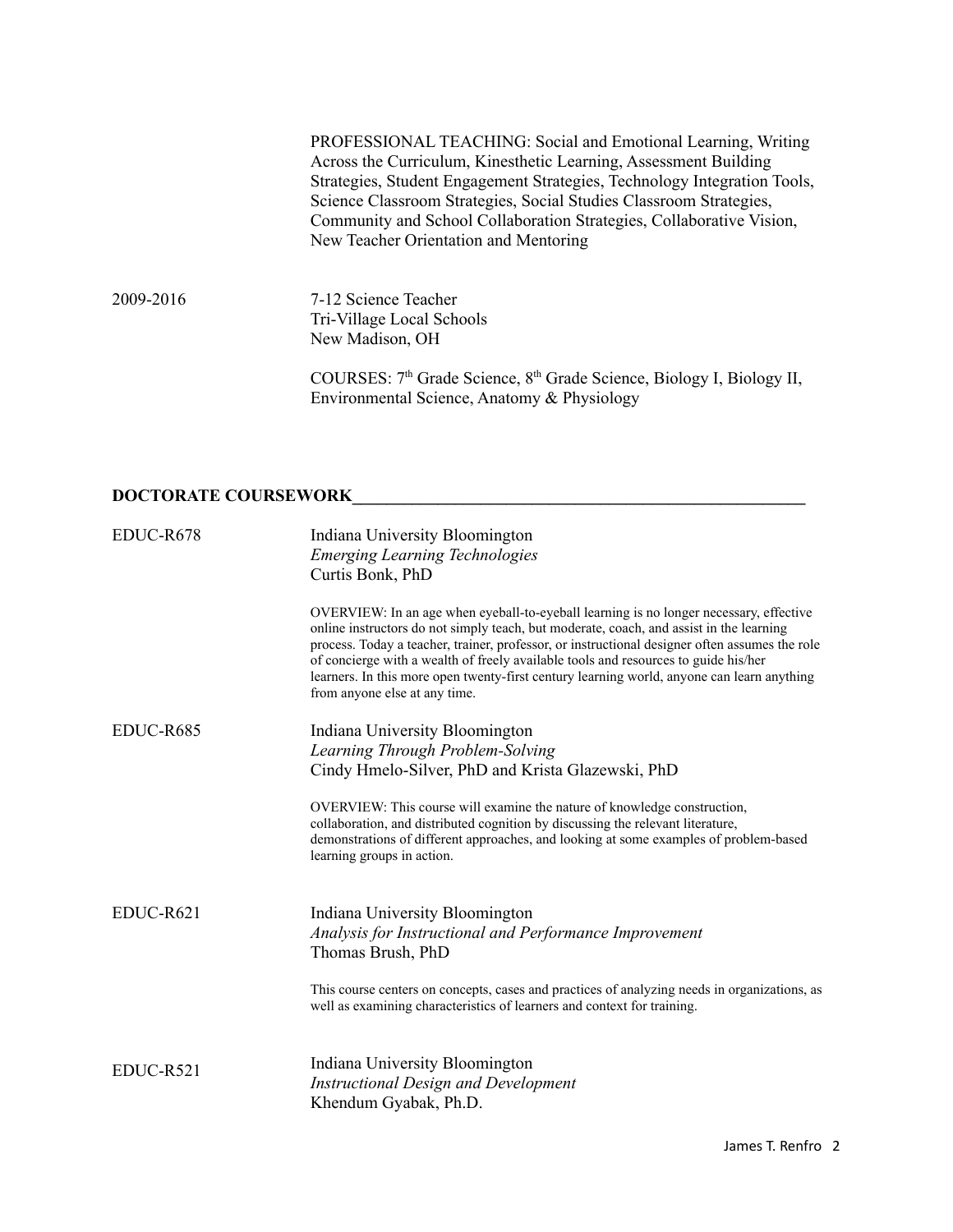PROFESSIONAL TEACHING: Social and Emotional Learning, Writing Across the Curriculum, Kinesthetic Learning, Assessment Building Strategies, Student Engagement Strategies, Technology Integration Tools, Science Classroom Strategies, Social Studies Classroom Strategies, Community and School Collaboration Strategies, Collaborative Vision, New Teacher Orientation and Mentoring

2009-2016 — 7-12 Science Teacher
Tri-Village Local Schools
New Madison, OH

COURSES: 7th Grade Science, 8th Grade Science, Biology I, Biology II, Environmental Science, Anatomy & Physiology

## DOCTORATE COURSEWORK

**EDUC-R678** — Indiana University Bloomington
*Emerging Learning Technologies*
Curtis Bonk, PhD

OVERVIEW: In an age when eyeball-to-eyeball learning is no longer necessary, effective online instructors do not simply teach, but moderate, coach, and assist in the learning process. Today a teacher, trainer, professor, or instructional designer often assumes the role of concierge with a wealth of freely available tools and resources to guide his/her learners. In this more open twenty-first century learning world, anyone can learn anything from anyone else at any time.

**EDUC-R685** — Indiana University Bloomington
*Learning Through Problem-Solving*
Cindy Hmelo-Silver, PhD and Krista Glazewski, PhD

OVERVIEW: This course will examine the nature of knowledge construction, collaboration, and distributed cognition by discussing the relevant literature, demonstrations of different approaches, and looking at some examples of problem-based learning groups in action.

**EDUC-R621** — Indiana University Bloomington
*Analysis for Instructional and Performance Improvement*
Thomas Brush, PhD

This course centers on concepts, cases and practices of analyzing needs in organizations, as well as examining characteristics of learners and context for training.

**EDUC-R521** — Indiana University Bloomington
*Instructional Design and Development*
Khendum Gyabak, Ph.D.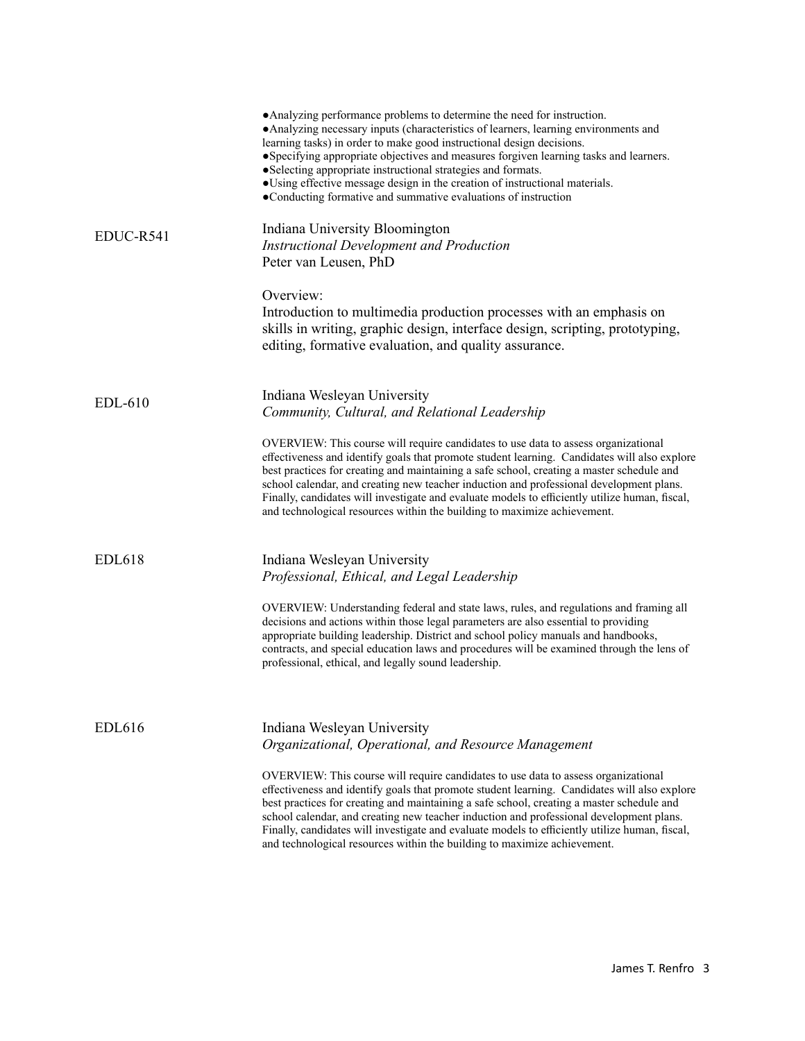- Analyzing performance problems to determine the need for instruction.
- Analyzing necessary inputs (characteristics of learners, learning environments and learning tasks) in order to make good instructional design decisions.
- Specifying appropriate objectives and measures forgiven learning tasks and learners.
- Selecting appropriate instructional strategies and formats.
- Using effective message design in the creation of instructional materials.
- Conducting formative and summative evaluations of instruction

**EDUC-R541**

Indiana University Bloomington
*Instructional Development and Production*
Peter van Leusen, PhD

Overview:
Introduction to multimedia production processes with an emphasis on skills in writing, graphic design, interface design, scripting, prototyping, editing, formative evaluation, and quality assurance.

**EDL-610**

Indiana Wesleyan University
*Community, Cultural, and Relational Leadership*

OVERVIEW: This course will require candidates to use data to assess organizational effectiveness and identify goals that promote student learning. Candidates will also explore best practices for creating and maintaining a safe school, creating a master schedule and school calendar, and creating new teacher induction and professional development plans. Finally, candidates will investigate and evaluate models to efficiently utilize human, fiscal, and technological resources within the building to maximize achievement.

**EDL618**

Indiana Wesleyan University
*Professional, Ethical, and Legal Leadership*

OVERVIEW: Understanding federal and state laws, rules, and regulations and framing all decisions and actions within those legal parameters are also essential to providing appropriate building leadership. District and school policy manuals and handbooks, contracts, and special education laws and procedures will be examined through the lens of professional, ethical, and legally sound leadership.

**EDL616**

Indiana Wesleyan University
*Organizational, Operational, and Resource Management*

OVERVIEW: This course will require candidates to use data to assess organizational effectiveness and identify goals that promote student learning. Candidates will also explore best practices for creating and maintaining a safe school, creating a master schedule and school calendar, and creating new teacher induction and professional development plans. Finally, candidates will investigate and evaluate models to efficiently utilize human, fiscal, and technological resources within the building to maximize achievement.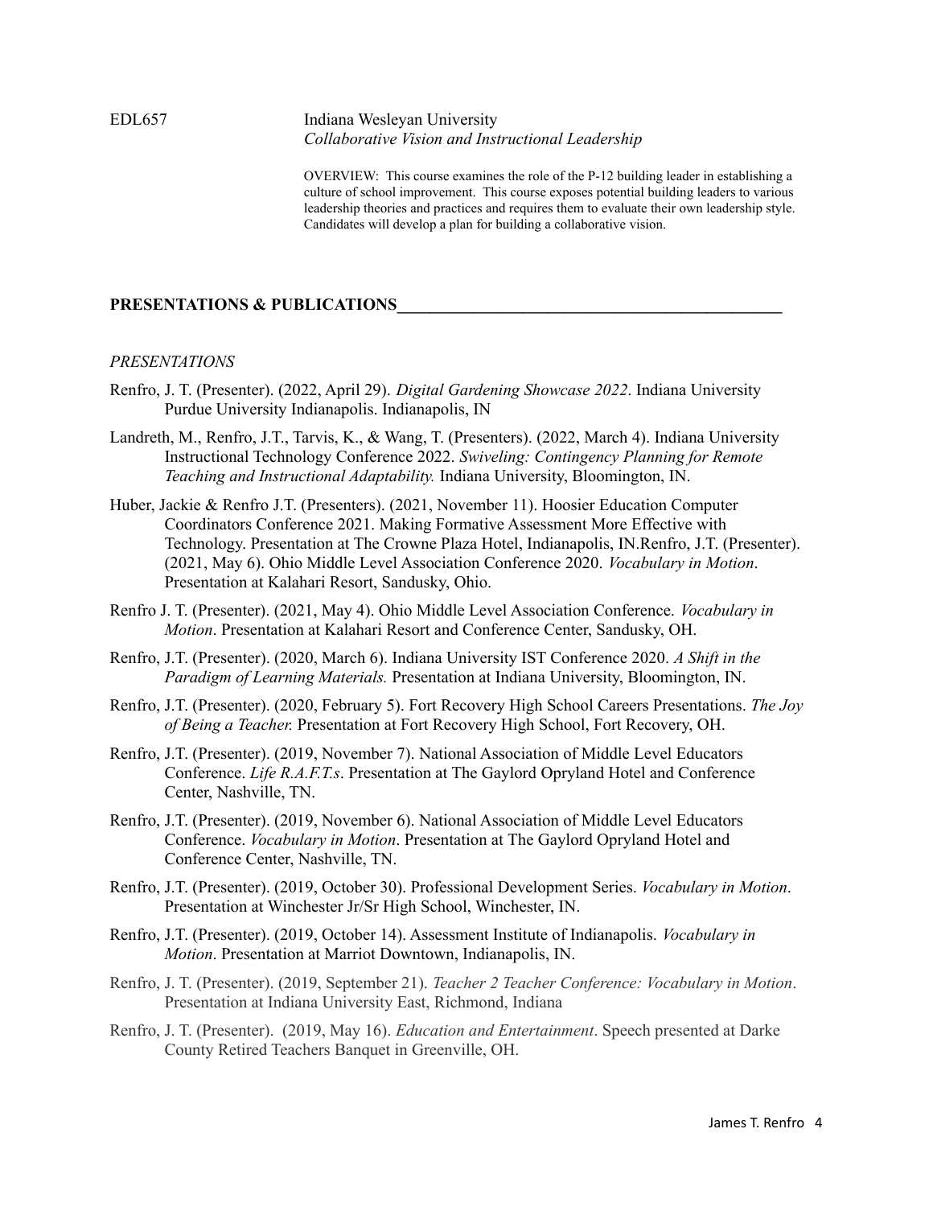EDL657 Indiana Wesleyan University
*Collaborative Vision and Instructional Leadership*

OVERVIEW: This course examines the role of the P-12 building leader in establishing a culture of school improvement. This course exposes potential building leaders to various leadership theories and practices and requires them to evaluate their own leadership style. Candidates will develop a plan for building a collaborative vision.

## PRESENTATIONS & PUBLICATIONS

*PRESENTATIONS*

Renfro, J. T. (Presenter). (2022, April 29). *Digital Gardening Showcase 2022*. Indiana University Purdue University Indianapolis. Indianapolis, IN

Landreth, M., Renfro, J.T., Tarvis, K., & Wang, T. (Presenters). (2022, March 4). Indiana University Instructional Technology Conference 2022. *Swiveling: Contingency Planning for Remote Teaching and Instructional Adaptability.* Indiana University, Bloomington, IN.

Huber, Jackie & Renfro J.T. (Presenters). (2021, November 11). Hoosier Education Computer Coordinators Conference 2021. Making Formative Assessment More Effective with Technology. Presentation at The Crowne Plaza Hotel, Indianapolis, IN.Renfro, J.T. (Presenter). (2021, May 6). Ohio Middle Level Association Conference 2020. *Vocabulary in Motion*. Presentation at Kalahari Resort, Sandusky, Ohio.

Renfro J. T. (Presenter). (2021, May 4). Ohio Middle Level Association Conference. *Vocabulary in Motion*. Presentation at Kalahari Resort and Conference Center, Sandusky, OH.

Renfro, J.T. (Presenter). (2020, March 6). Indiana University IST Conference 2020. *A Shift in the Paradigm of Learning Materials.* Presentation at Indiana University, Bloomington, IN.

Renfro, J.T. (Presenter). (2020, February 5). Fort Recovery High School Careers Presentations. *The Joy of Being a Teacher.* Presentation at Fort Recovery High School, Fort Recovery, OH.

Renfro, J.T. (Presenter). (2019, November 7). National Association of Middle Level Educators Conference. *Life R.A.F.T.s*. Presentation at The Gaylord Opryland Hotel and Conference Center, Nashville, TN.

Renfro, J.T. (Presenter). (2019, November 6). National Association of Middle Level Educators Conference. *Vocabulary in Motion*. Presentation at The Gaylord Opryland Hotel and Conference Center, Nashville, TN.

Renfro, J.T. (Presenter). (2019, October 30). Professional Development Series. *Vocabulary in Motion*. Presentation at Winchester Jr/Sr High School, Winchester, IN.

Renfro, J.T. (Presenter). (2019, October 14). Assessment Institute of Indianapolis. *Vocabulary in Motion*. Presentation at Marriot Downtown, Indianapolis, IN.

Renfro, J. T. (Presenter). (2019, September 21). *Teacher 2 Teacher Conference: Vocabulary in Motion*. Presentation at Indiana University East, Richmond, Indiana

Renfro, J. T. (Presenter). (2019, May 16). *Education and Entertainment*. Speech presented at Darke County Retired Teachers Banquet in Greenville, OH.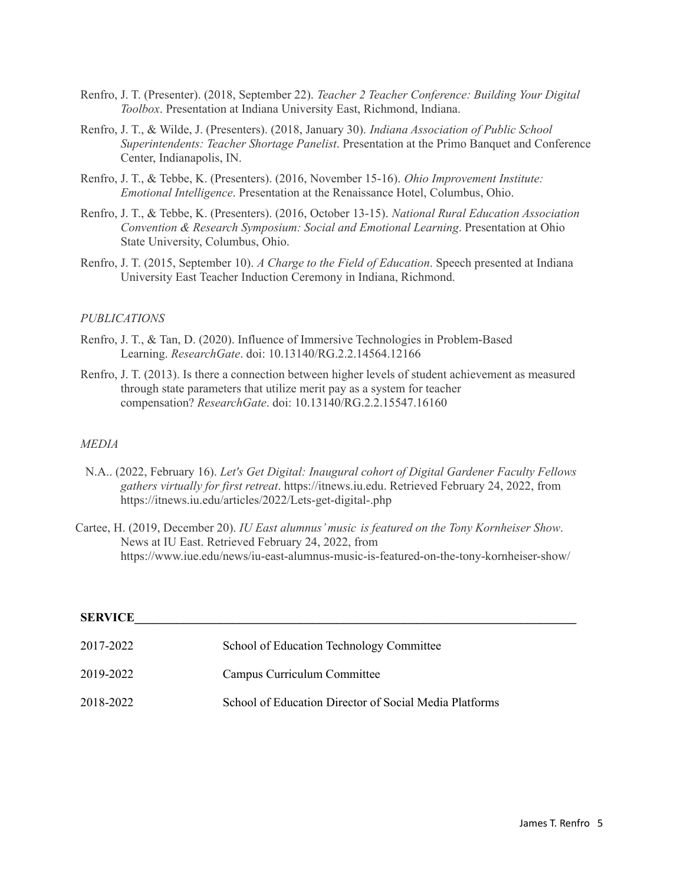Renfro, J. T. (Presenter). (2018, September 22). *Teacher 2 Teacher Conference: Building Your Digital Toolbox*. Presentation at Indiana University East, Richmond, Indiana.

Renfro, J. T., & Wilde, J. (Presenters). (2018, January 30). *Indiana Association of Public School Superintendents: Teacher Shortage Panelist*. Presentation at the Primo Banquet and Conference Center, Indianapolis, IN.

Renfro, J. T., & Tebbe, K. (Presenters). (2016, November 15-16). *Ohio Improvement Institute: Emotional Intelligence*. Presentation at the Renaissance Hotel, Columbus, Ohio.

Renfro, J. T., & Tebbe, K. (Presenters). (2016, October 13-15). *National Rural Education Association Convention & Research Symposium: Social and Emotional Learning*. Presentation at Ohio State University, Columbus, Ohio.

Renfro, J. T. (2015, September 10). *A Charge to the Field of Education*. Speech presented at Indiana University East Teacher Induction Ceremony in Indiana, Richmond.

*PUBLICATIONS*

Renfro, J. T., & Tan, D. (2020). Influence of Immersive Technologies in Problem-Based Learning. *ResearchGate*. doi: 10.13140/RG.2.2.14564.12166

Renfro, J. T. (2013). Is there a connection between higher levels of student achievement as measured through state parameters that utilize merit pay as a system for teacher compensation? *ResearchGate*. doi: 10.13140/RG.2.2.15547.16160

*MEDIA*

N.A.. (2022, February 16). *Let's Get Digital: Inaugural cohort of Digital Gardener Faculty Fellows gathers virtually for first retreat*. https://itnews.iu.edu. Retrieved February 24, 2022, from https://itnews.iu.edu/articles/2022/Lets-get-digital-.php

Cartee, H. (2019, December 20). *IU East alumnus' music is featured on the Tony Kornheiser Show*. News at IU East. Retrieved February 24, 2022, from https://www.iue.edu/news/iu-east-alumnus-music-is-featured-on-the-tony-kornheiser-show/

## SERVICE

| | |
|---|---|
| 2017-2022 | School of Education Technology Committee |
| 2019-2022 | Campus Curriculum Committee |
| 2018-2022 | School of Education Director of Social Media Platforms |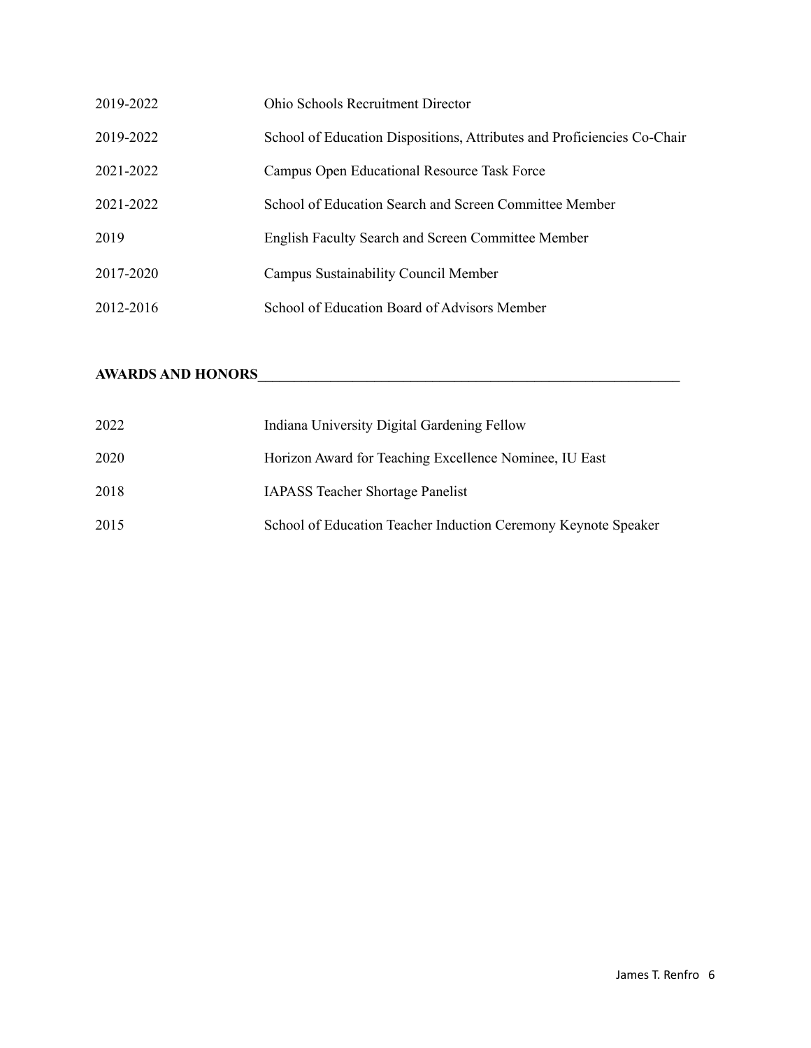| | |
|---|---|
| 2019-2022 | Ohio Schools Recruitment Director |
| 2019-2022 | School of Education Dispositions, Attributes and Proficiencies Co-Chair |
| 2021-2022 | Campus Open Educational Resource Task Force |
| 2021-2022 | School of Education Search and Screen Committee Member |
| 2019 | English Faculty Search and Screen Committee Member |
| 2017-2020 | Campus Sustainability Council Member |
| 2012-2016 | School of Education Board of Advisors Member |

## AWARDS AND HONORS

| | |
|---|---|
| 2022 | Indiana University Digital Gardening Fellow |
| 2020 | Horizon Award for Teaching Excellence Nominee, IU East |
| 2018 | IAPASS Teacher Shortage Panelist |
| 2015 | School of Education Teacher Induction Ceremony Keynote Speaker |